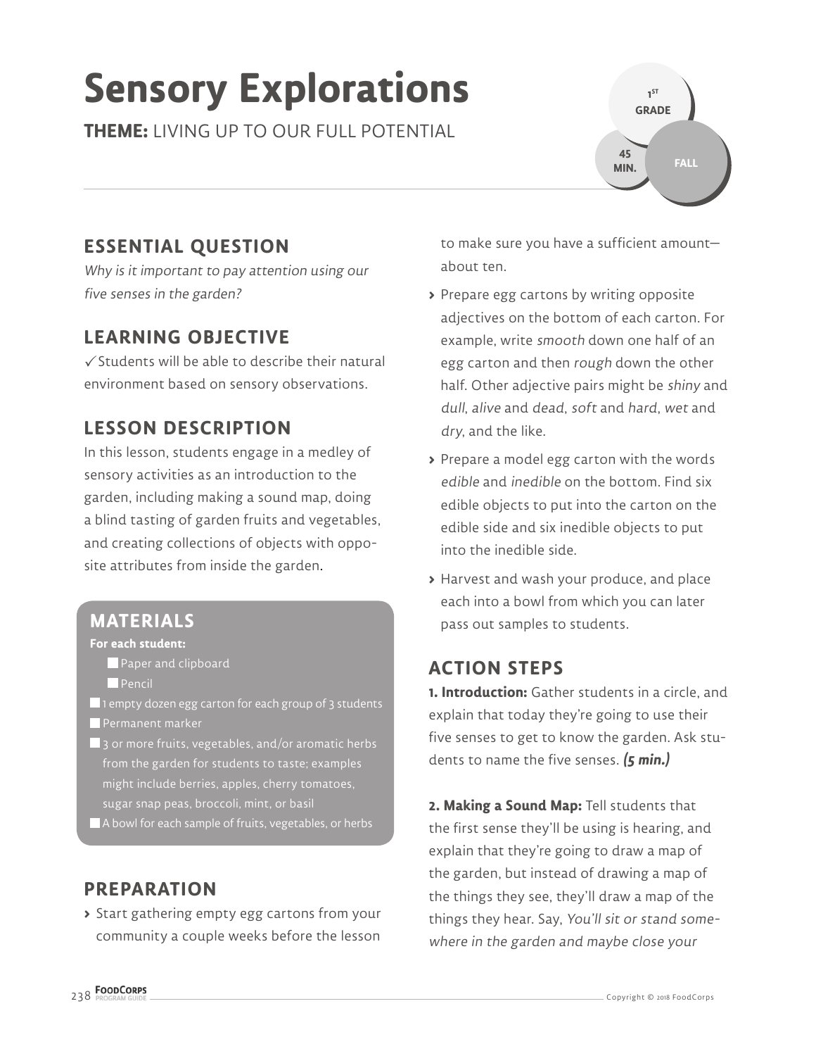# Sensory Explorations

**THEME:** LIVING UP TO OUR FULL POTENTIAL

1ST GRADE | 45 MIN. | FALL

## ESSENTIAL QUESTION

*Why is it important to pay attention using our five senses in the garden?*

## LEARNING OBJECTIVE

✓ Students will be able to describe their natural environment based on sensory observations.

## LESSON DESCRIPTION

In this lesson, students engage in a medley of sensory activities as an introduction to the garden, including making a sound map, doing a blind tasting of garden fruits and vegetables, and creating collections of objects with opposite attributes from inside the garden.

## MATERIALS

**For each student:**

- Paper and clipboard
- Pencil

- 1 empty dozen egg carton for each group of 3 students
- Permanent marker
- 3 or more fruits, vegetables, and/or aromatic herbs from the garden for students to taste; examples might include berries, apples, cherry tomatoes, sugar snap peas, broccoli, mint, or basil
- A bowl for each sample of fruits, vegetables, or herbs

## PREPARATION

- Start gathering empty egg cartons from your community a couple weeks before the lesson to make sure you have a sufficient amount—about ten.
- Prepare egg cartons by writing opposite adjectives on the bottom of each carton. For example, write *smooth* down one half of an egg carton and then *rough* down the other half. Other adjective pairs might be *shiny* and *dull*, *alive* and *dead*, *soft* and *hard*, *wet* and *dry*, and the like.
- Prepare a model egg carton with the words *edible* and *inedible* on the bottom. Find six edible objects to put into the carton on the edible side and six inedible objects to put into the inedible side.
- Harvest and wash your produce, and place each into a bowl from which you can later pass out samples to students.

## ACTION STEPS

**1. Introduction:** Gather students in a circle, and explain that today they're going to use their five senses to get to know the garden. Ask students to name the five senses. ***(5 min.)***

**2. Making a Sound Map:** Tell students that the first sense they'll be using is hearing, and explain that they're going to draw a map of the garden, but instead of drawing a map of the things they see, they'll draw a map of the things they hear. Say, *You'll sit or stand somewhere in the garden and maybe close your*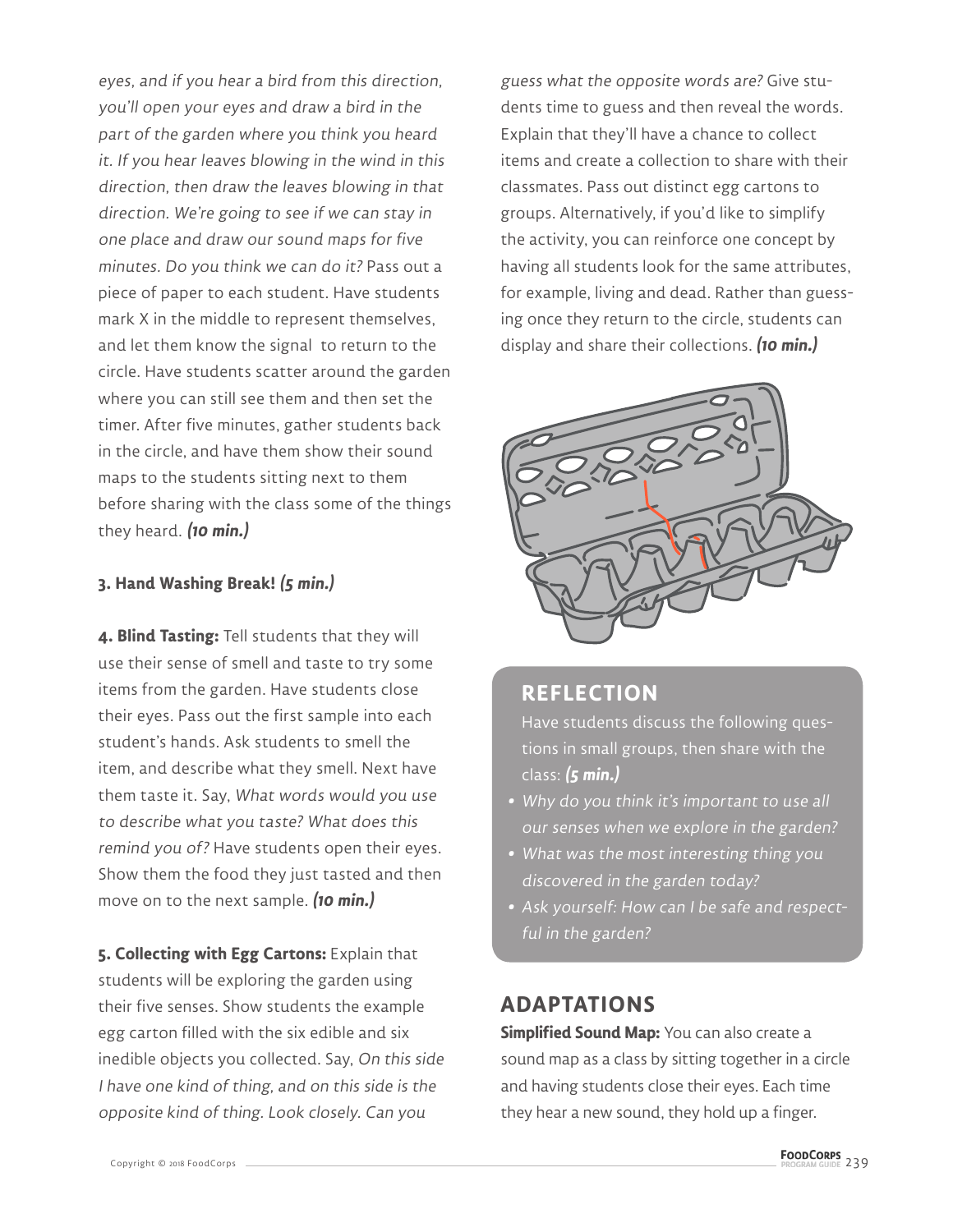*eyes, and if you hear a bird from this direction, you'll open your eyes and draw a bird in the part of the garden where you think you heard it. If you hear leaves blowing in the wind in this direction, then draw the leaves blowing in that direction. We're going to see if we can stay in one place and draw our sound maps for five minutes. Do you think we can do it?* Pass out a piece of paper to each student. Have students mark X in the middle to represent themselves, and let them know the signal to return to the circle. Have students scatter around the garden where you can still see them and then set the timer. After five minutes, gather students back in the circle, and have them show their sound maps to the students sitting next to them before sharing with the class some of the things they heard. ***(10 min.)***

**3. Hand Washing Break!** ***(5 min.)***

**4. Blind Tasting:** Tell students that they will use their sense of smell and taste to try some items from the garden. Have students close their eyes. Pass out the first sample into each student's hands. Ask students to smell the item, and describe what they smell. Next have them taste it. Say, *What words would you use to describe what you taste? What does this remind you of?* Have students open their eyes. Show them the food they just tasted and then move on to the next sample. ***(10 min.)***

**5. Collecting with Egg Cartons:** Explain that students will be exploring the garden using their five senses. Show students the example egg carton filled with the six edible and six inedible objects you collected. Say, *On this side I have one kind of thing, and on this side is the opposite kind of thing. Look closely. Can you guess what the opposite words are?* Give students time to guess and then reveal the words. Explain that they'll have a chance to collect items and create a collection to share with their classmates. Pass out distinct egg cartons to groups. Alternatively, if you'd like to simplify the activity, you can reinforce one concept by having all students look for the same attributes, for example, living and dead. Rather than guessing once they return to the circle, students can display and share their collections. ***(10 min.)***

## REFLECTION

Have students discuss the following questions in small groups, then share with the class: ***(5 min.)***

- *Why do you think it's important to use all our senses when we explore in the garden?*
- *What was the most interesting thing you discovered in the garden today?*
- *Ask yourself: How can I be safe and respectful in the garden?*

## ADAPTATIONS

**Simplified Sound Map:** You can also create a sound map as a class by sitting together in a circle and having students close their eyes. Each time they hear a new sound, they hold up a finger.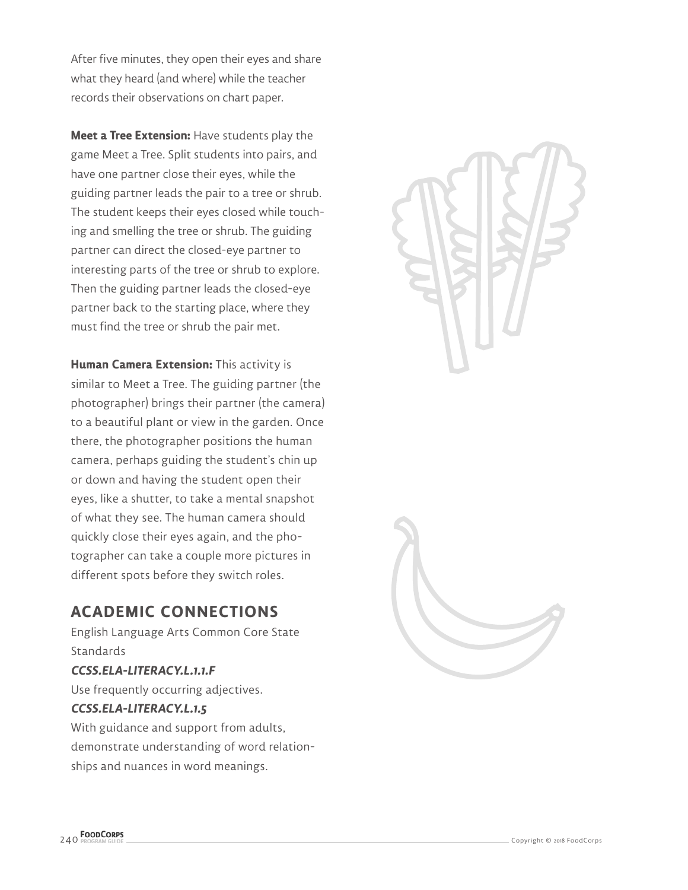After five minutes, they open their eyes and share what they heard (and where) while the teacher records their observations on chart paper.

**Meet a Tree Extension:** Have students play the game Meet a Tree. Split students into pairs, and have one partner close their eyes, while the guiding partner leads the pair to a tree or shrub. The student keeps their eyes closed while touching and smelling the tree or shrub. The guiding partner can direct the closed-eye partner to interesting parts of the tree or shrub to explore. Then the guiding partner leads the closed-eye partner back to the starting place, where they must find the tree or shrub the pair met.

**Human Camera Extension:** This activity is similar to Meet a Tree. The guiding partner (the photographer) brings their partner (the camera) to a beautiful plant or view in the garden. Once there, the photographer positions the human camera, perhaps guiding the student's chin up or down and having the student open their eyes, like a shutter, to take a mental snapshot of what they see. The human camera should quickly close their eyes again, and the photographer can take a couple more pictures in different spots before they switch roles.

## ACADEMIC CONNECTIONS

English Language Arts Common Core State Standards

***CCSS.ELA-LITERACY.L.1.1.F***

Use frequently occurring adjectives.

***CCSS.ELA-LITERACY.L.1.5***

With guidance and support from adults, demonstrate understanding of word relationships and nuances in word meanings.